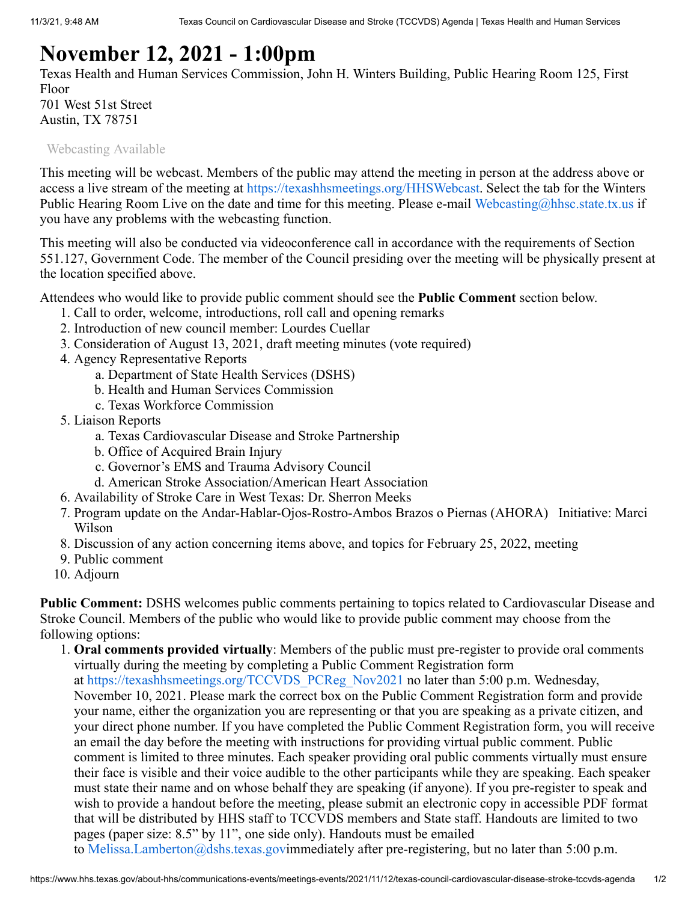# November 12, 2021 - 1:00pm

Texas Health and Human Services Commission, John H. Winters Building, Public Hearing Room 125, First Floor
701 West 51st Street
Austin, TX 78751

Webcasting Available

This meeting will be webcast. Members of the public may attend the meeting in person at the address above or access a live stream of the meeting at https://texashhsmeetings.org/HHSWebcast. Select the tab for the Winters Public Hearing Room Live on the date and time for this meeting. Please e-mail Webcasting@hhsc.state.tx.us if you have any problems with the webcasting function.

This meeting will also be conducted via videoconference call in accordance with the requirements of Section 551.127, Government Code. The member of the Council presiding over the meeting will be physically present at the location specified above.

Attendees who would like to provide public comment should see the **Public Comment** section below.

1. Call to order, welcome, introductions, roll call and opening remarks
2. Introduction of new council member: Lourdes Cuellar
3. Consideration of August 13, 2021, draft meeting minutes (vote required)
4. Agency Representative Reports
   a. Department of State Health Services (DSHS)
   b. Health and Human Services Commission
   c. Texas Workforce Commission
5. Liaison Reports
   a. Texas Cardiovascular Disease and Stroke Partnership
   b. Office of Acquired Brain Injury
   c. Governor's EMS and Trauma Advisory Council
   d. American Stroke Association/American Heart Association
6. Availability of Stroke Care in West Texas: Dr. Sherron Meeks
7. Program update on the Andar-Hablar-Ojos-Rostro-Ambos Brazos o Piernas (AHORA) Initiative: Marci Wilson
8. Discussion of any action concerning items above, and topics for February 25, 2022, meeting
9. Public comment
10. Adjourn

**Public Comment:** DSHS welcomes public comments pertaining to topics related to Cardiovascular Disease and Stroke Council. Members of the public who would like to provide public comment may choose from the following options:

1. **Oral comments provided virtually**: Members of the public must pre-register to provide oral comments virtually during the meeting by completing a Public Comment Registration form at https://texashhsmeetings.org/TCCVDS_PCReg_Nov2021 no later than 5:00 p.m. Wednesday, November 10, 2021. Please mark the correct box on the Public Comment Registration form and provide your name, either the organization you are representing or that you are speaking as a private citizen, and your direct phone number. If you have completed the Public Comment Registration form, you will receive an email the day before the meeting with instructions for providing virtual public comment. Public comment is limited to three minutes. Each speaker providing oral public comments virtually must ensure their face is visible and their voice audible to the other participants while they are speaking. Each speaker must state their name and on whose behalf they are speaking (if anyone). If you pre-register to speak and wish to provide a handout before the meeting, please submit an electronic copy in accessible PDF format that will be distributed by HHS staff to TCCVDS members and State staff. Handouts are limited to two pages (paper size: 8.5" by 11", one side only). Handouts must be emailed to Melissa.Lamberton@dshs.texas.govimmediately after pre-registering, but no later than 5:00 p.m.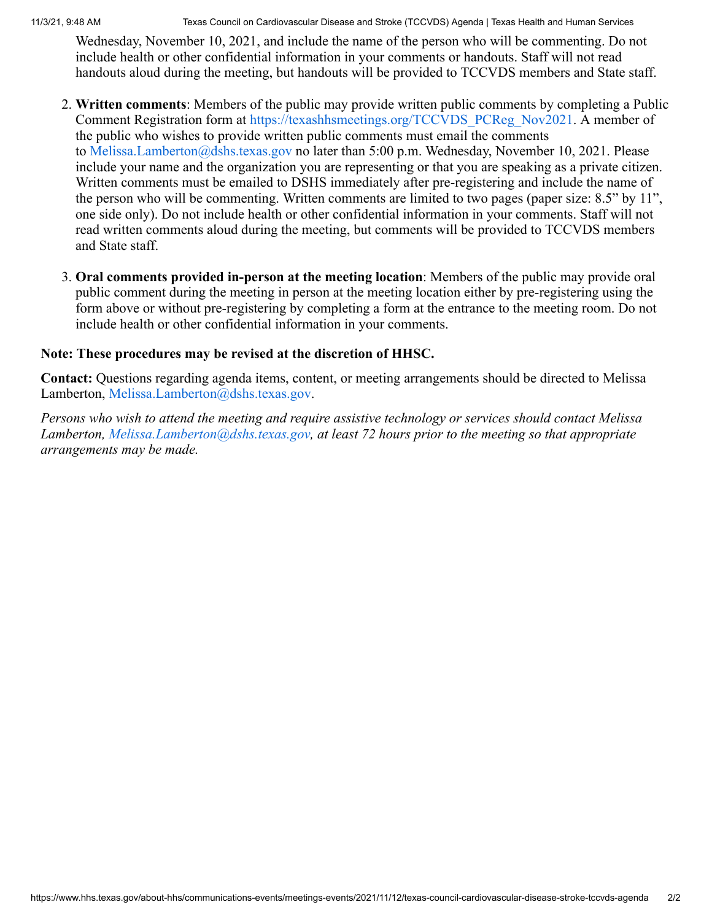Wednesday, November 10, 2021, and include the name of the person who will be commenting. Do not include health or other confidential information in your comments or handouts. Staff will not read handouts aloud during the meeting, but handouts will be provided to TCCVDS members and State staff.

2. **Written comments**: Members of the public may provide written public comments by completing a Public Comment Registration form at https://texashhsmeetings.org/TCCVDS_PCReg_Nov2021. A member of the public who wishes to provide written public comments must email the comments to Melissa.Lamberton@dshs.texas.gov no later than 5:00 p.m. Wednesday, November 10, 2021. Please include your name and the organization you are representing or that you are speaking as a private citizen. Written comments must be emailed to DSHS immediately after pre-registering and include the name of the person who will be commenting. Written comments are limited to two pages (paper size: 8.5" by 11", one side only). Do not include health or other confidential information in your comments. Staff will not read written comments aloud during the meeting, but comments will be provided to TCCVDS members and State staff.

3. **Oral comments provided in-person at the meeting location**: Members of the public may provide oral public comment during the meeting in person at the meeting location either by pre-registering using the form above or without pre-registering by completing a form at the entrance to the meeting room. Do not include health or other confidential information in your comments.

**Note: These procedures may be revised at the discretion of HHSC.**

**Contact:** Questions regarding agenda items, content, or meeting arrangements should be directed to Melissa Lamberton, Melissa.Lamberton@dshs.texas.gov.

*Persons who wish to attend the meeting and require assistive technology or services should contact Melissa Lamberton, Melissa.Lamberton@dshs.texas.gov, at least 72 hours prior to the meeting so that appropriate arrangements may be made.*